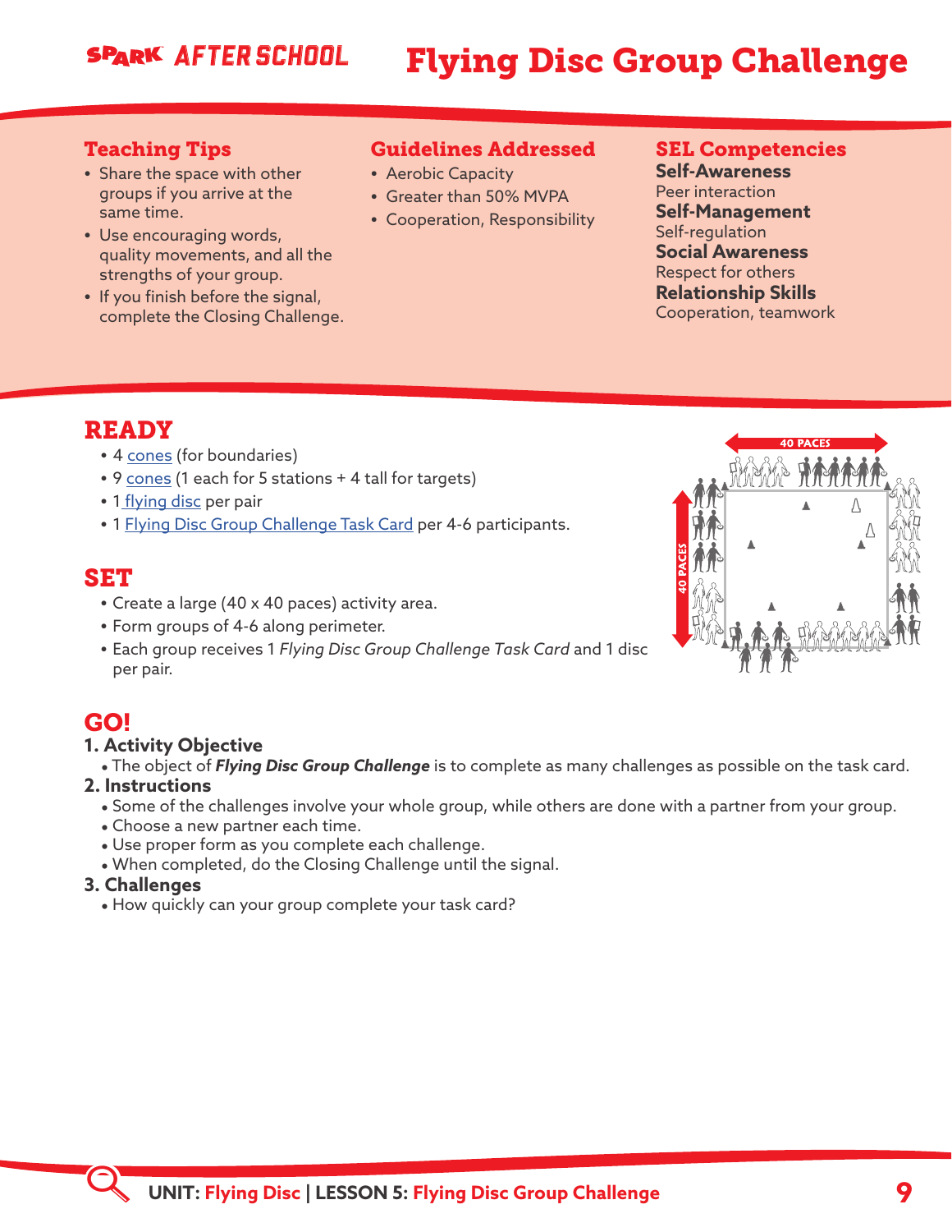# Flying Disc Group Challenge

SPARK AFTER SCHOOL

## Teaching Tips

- Share the space with other groups if you arrive at the same time.
- Use encouraging words, quality movements, and all the strengths of your group.
- If you finish before the signal, complete the Closing Challenge.

## Guidelines Addressed

- Aerobic Capacity
- Greater than 50% MVPA
- Cooperation, Responsibility

## SEL Competencies

**Self-Awareness**
Peer interaction
**Self-Management**
Self-regulation
**Social Awareness**
Respect for others
**Relationship Skills**
Cooperation, teamwork

## READY

- 4 cones (for boundaries)
- 9 cones (1 each for 5 stations + 4 tall for targets)
- 1 flying disc per pair
- 1 Flying Disc Group Challenge Task Card per 4-6 participants.

## SET

- Create a large (40 x 40 paces) activity area.
- Form groups of 4-6 along perimeter.
- Each group receives 1 *Flying Disc Group Challenge Task Card* and 1 disc per pair.

40 PACES
40 PACES

## GO!

### 1. Activity Objective

- The object of ***Flying Disc Group Challenge*** is to complete as many challenges as possible on the task card.

### 2. Instructions

- Some of the challenges involve your whole group, while others are done with a partner from your group.
- Choose a new partner each time.
- Use proper form as you complete each challenge.
- When completed, do the Closing Challenge until the signal.

### 3. Challenges

- How quickly can your group complete your task card?

**UNIT:** Flying Disc | **LESSON 5:** Flying Disc Group Challenge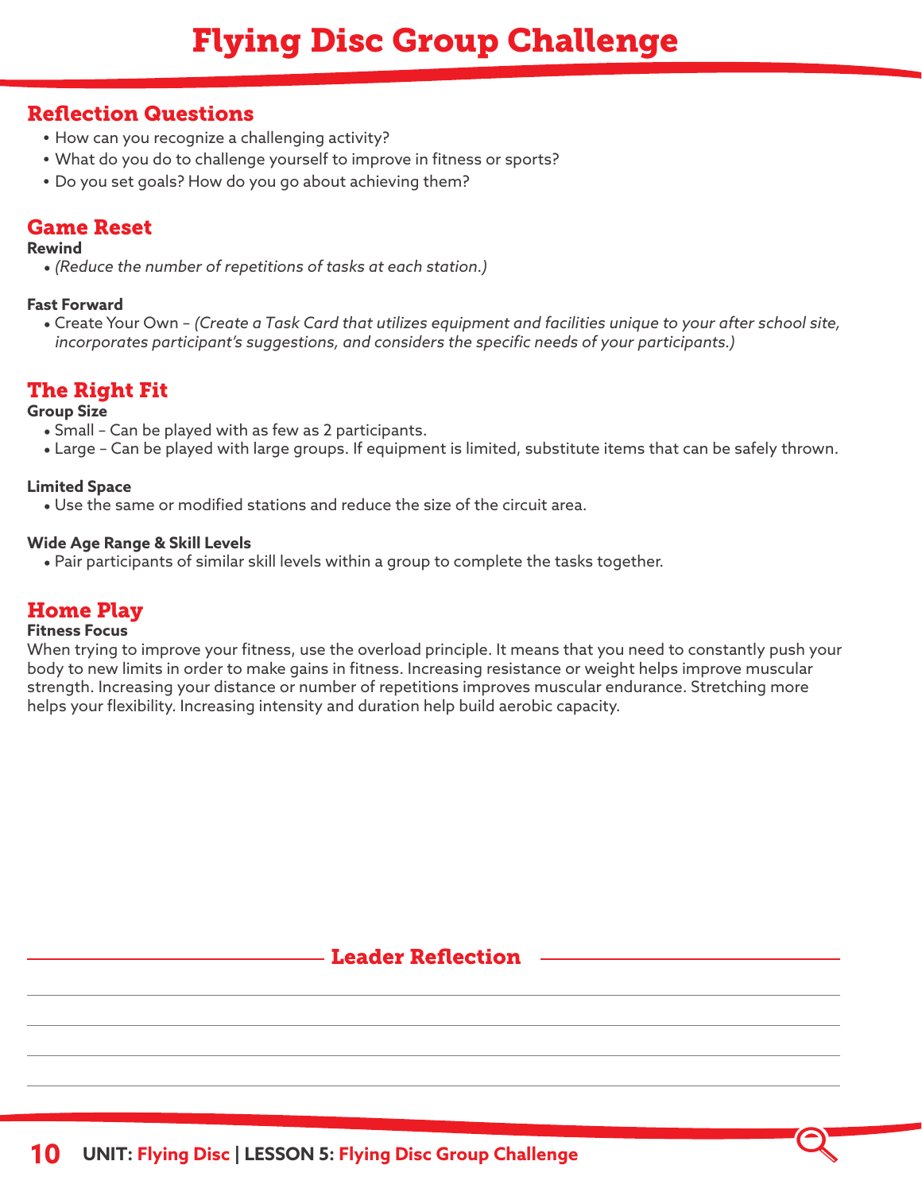# Flying Disc Group Challenge

## Reflection Questions

- How can you recognize a challenging activity?
- What do you do to challenge yourself to improve in fitness or sports?
- Do you set goals? How do you go about achieving them?

## Game Reset

**Rewind**

- *(Reduce the number of repetitions of tasks at each station.)*

**Fast Forward**

- Create Your Own – *(Create a Task Card that utilizes equipment and facilities unique to your after school site, incorporates participant's suggestions, and considers the specific needs of your participants.)*

## The Right Fit

**Group Size**

- Small – Can be played with as few as 2 participants.
- Large – Can be played with large groups. If equipment is limited, substitute items that can be safely thrown.

**Limited Space**

- Use the same or modified stations and reduce the size of the circuit area.

**Wide Age Range & Skill Levels**

- Pair participants of similar skill levels within a group to complete the tasks together.

## Home Play

**Fitness Focus**

When trying to improve your fitness, use the overload principle. It means that you need to constantly push your body to new limits in order to make gains in fitness. Increasing resistance or weight helps improve muscular strength. Increasing your distance or number of repetitions improves muscular endurance. Stretching more helps your flexibility. Increasing intensity and duration help build aerobic capacity.

## Leader Reflection